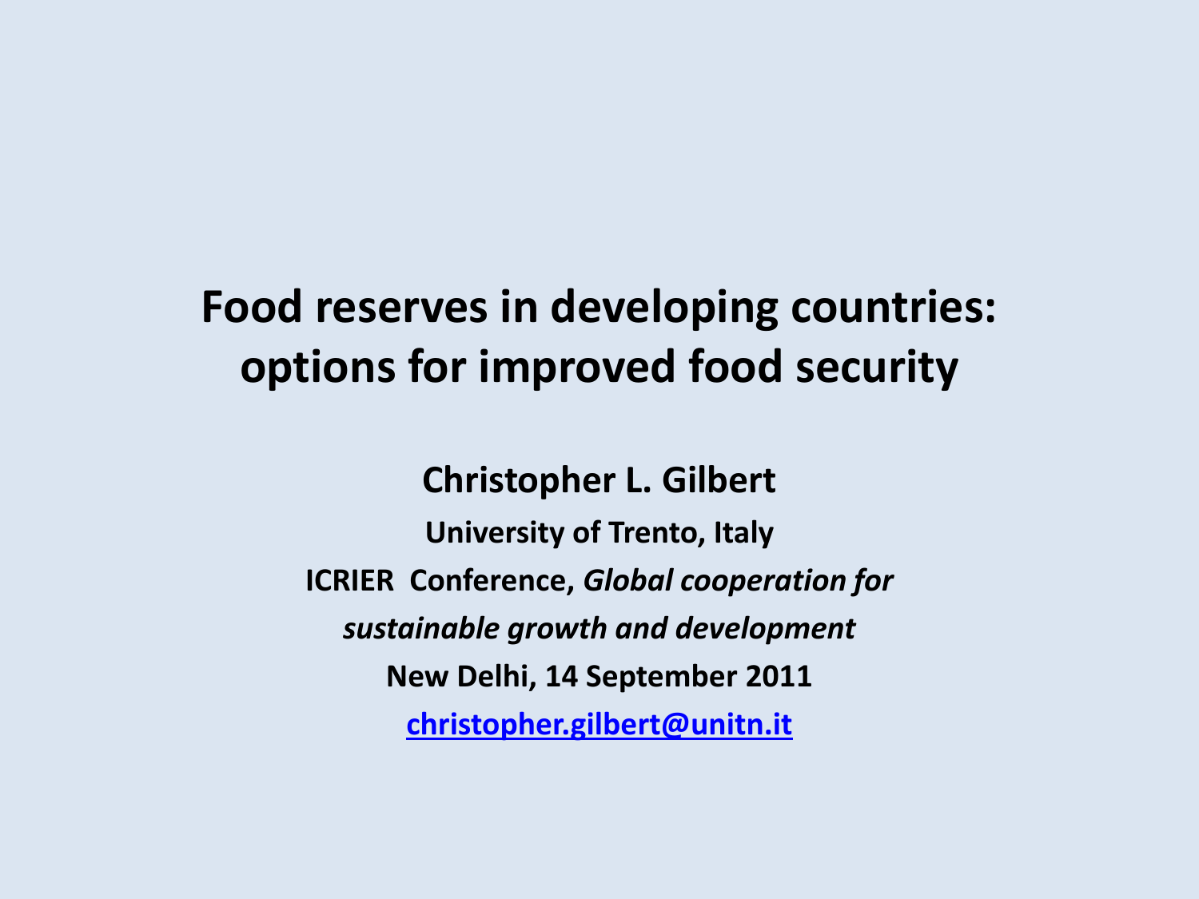# Food reserves in developing countries: options for improved food security

**Christopher L. Gilbert**

**University of Trento, Italy**

**ICRIER Conference, *Global cooperation for sustainable growth and development***

**New Delhi, 14 September 2011**

**christopher.gilbert@unitn.it**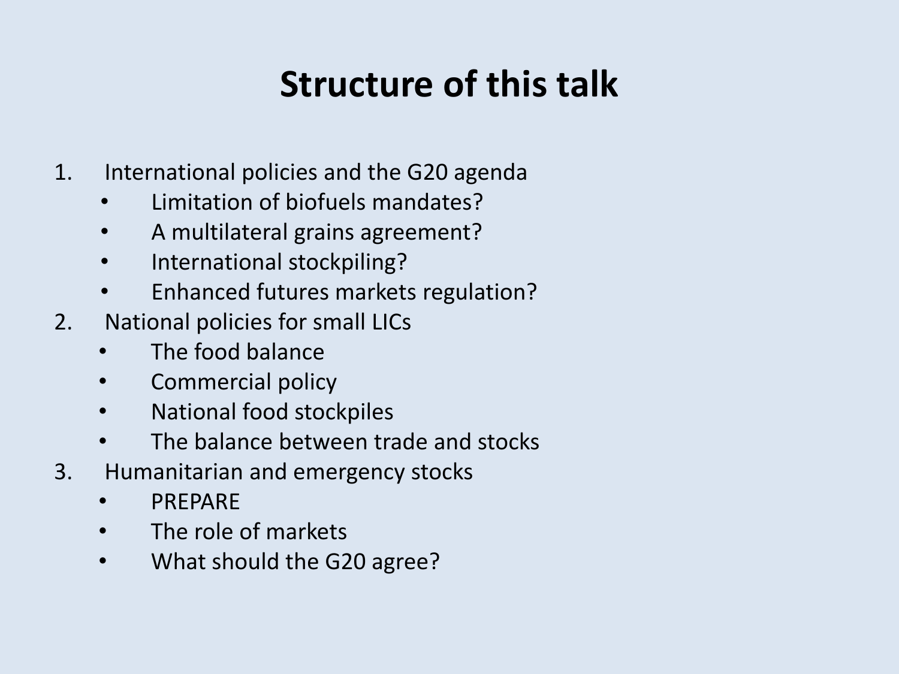# Structure of this talk

1. International policies and the G20 agenda
   - Limitation of biofuels mandates?
   - A multilateral grains agreement?
   - International stockpiling?
   - Enhanced futures markets regulation?
2. National policies for small LICs
   - The food balance
   - Commercial policy
   - National food stockpiles
   - The balance between trade and stocks
3. Humanitarian and emergency stocks
   - PREPARE
   - The role of markets
   - What should the G20 agree?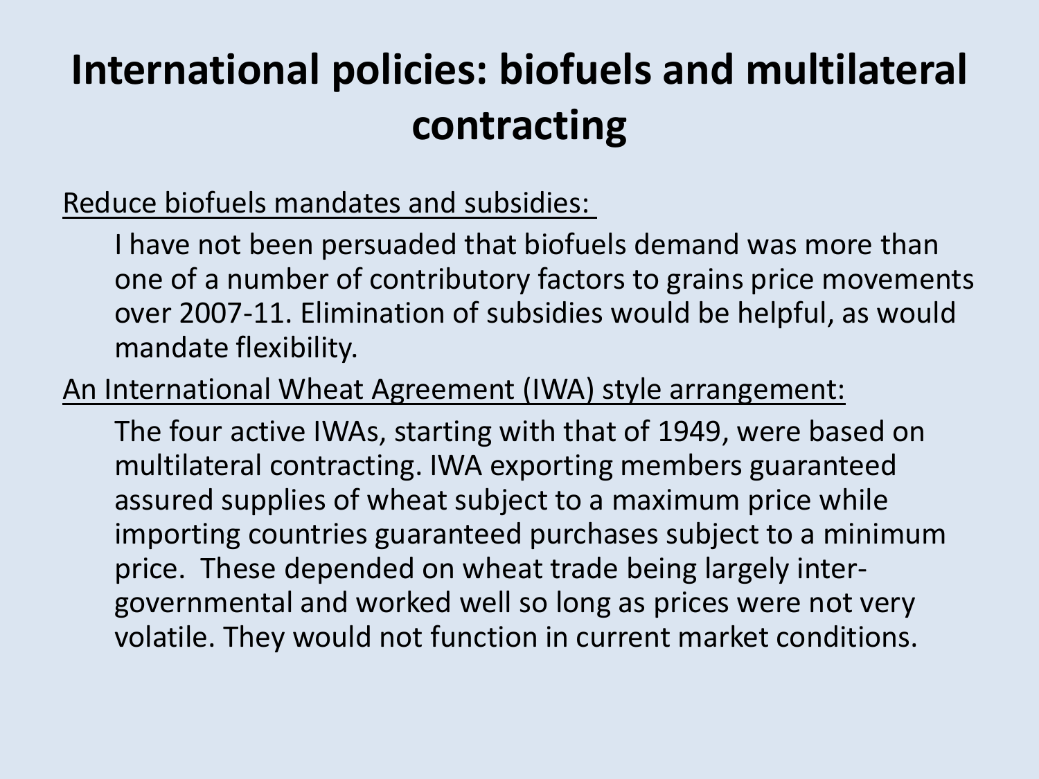# International policies: biofuels and multilateral contracting

Reduce biofuels mandates and subsidies:

I have not been persuaded that biofuels demand was more than one of a number of contributory factors to grains price movements over 2007-11. Elimination of subsidies would be helpful, as would mandate flexibility.

An International Wheat Agreement (IWA) style arrangement:

The four active IWAs, starting with that of 1949, were based on multilateral contracting. IWA exporting members guaranteed assured supplies of wheat subject to a maximum price while importing countries guaranteed purchases subject to a minimum price. These depended on wheat trade being largely inter-governmental and worked well so long as prices were not very volatile. They would not function in current market conditions.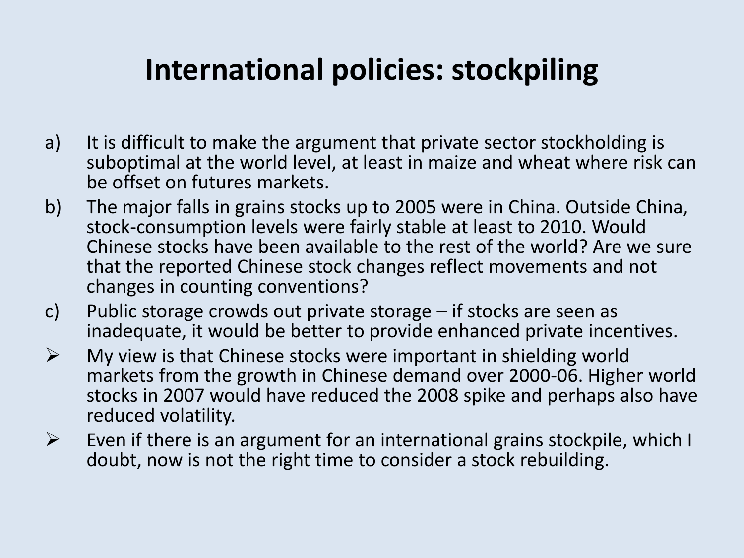# International policies: stockpiling

a) It is difficult to make the argument that private sector stockholding is suboptimal at the world level, at least in maize and wheat where risk can be offset on futures markets.

b) The major falls in grains stocks up to 2005 were in China. Outside China, stock-consumption levels were fairly stable at least to 2010. Would Chinese stocks have been available to the rest of the world? Are we sure that the reported Chinese stock changes reflect movements and not changes in counting conventions?

c) Public storage crowds out private storage – if stocks are seen as inadequate, it would be better to provide enhanced private incentives.

- My view is that Chinese stocks were important in shielding world markets from the growth in Chinese demand over 2000-06. Higher world stocks in 2007 would have reduced the 2008 spike and perhaps also have reduced volatility.
- Even if there is an argument for an international grains stockpile, which I doubt, now is not the right time to consider a stock rebuilding.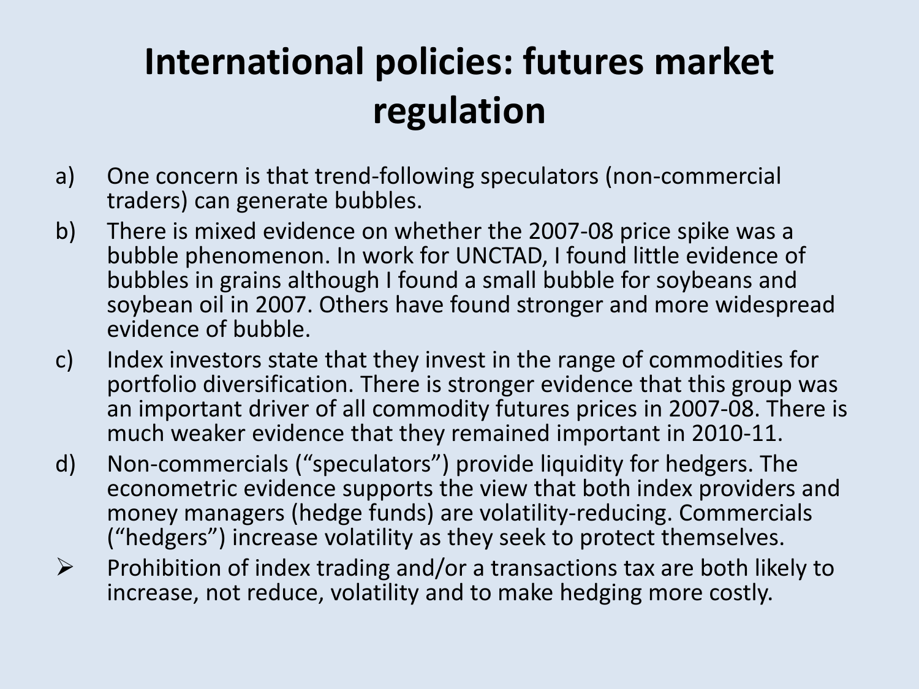# International policies: futures market regulation

a) One concern is that trend-following speculators (non-commercial traders) can generate bubbles.

b) There is mixed evidence on whether the 2007-08 price spike was a bubble phenomenon. In work for UNCTAD, I found little evidence of bubbles in grains although I found a small bubble for soybeans and soybean oil in 2007. Others have found stronger and more widespread evidence of bubble.

c) Index investors state that they invest in the range of commodities for portfolio diversification. There is stronger evidence that this group was an important driver of all commodity futures prices in 2007-08. There is much weaker evidence that they remained important in 2010-11.

d) Non-commercials ("speculators") provide liquidity for hedgers. The econometric evidence supports the view that both index providers and money managers (hedge funds) are volatility-reducing. Commercials ("hedgers") increase volatility as they seek to protect themselves.

➢ Prohibition of index trading and/or a transactions tax are both likely to increase, not reduce, volatility and to make hedging more costly.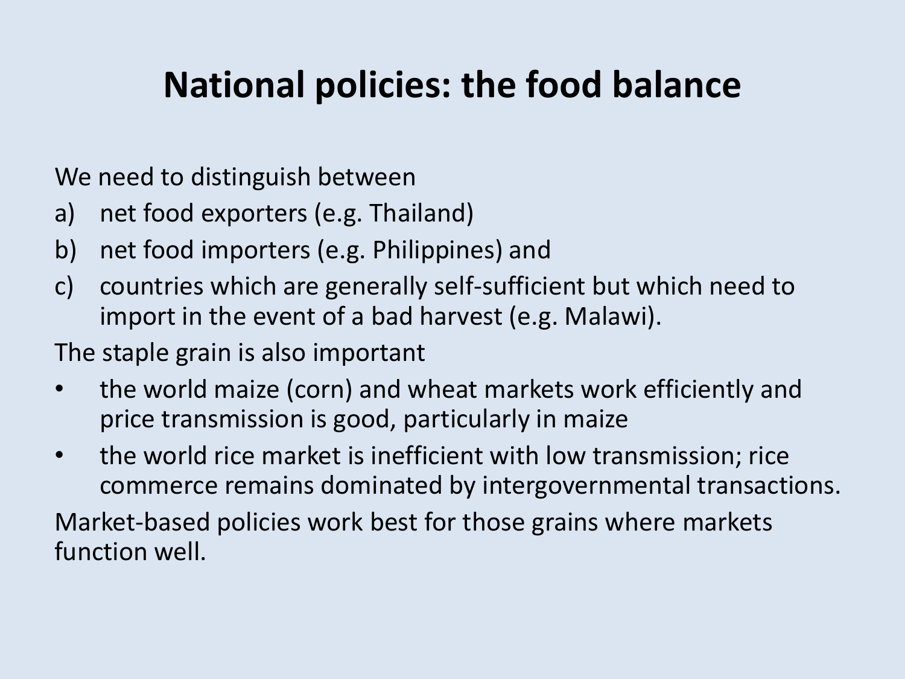# National policies: the food balance

We need to distinguish between

a) net food exporters (e.g. Thailand)
b) net food importers (e.g. Philippines) and
c) countries which are generally self-sufficient but which need to import in the event of a bad harvest (e.g. Malawi).

The staple grain is also important

- the world maize (corn) and wheat markets work efficiently and price transmission is good, particularly in maize
- the world rice market is inefficient with low transmission; rice commerce remains dominated by intergovernmental transactions.

Market-based policies work best for those grains where markets function well.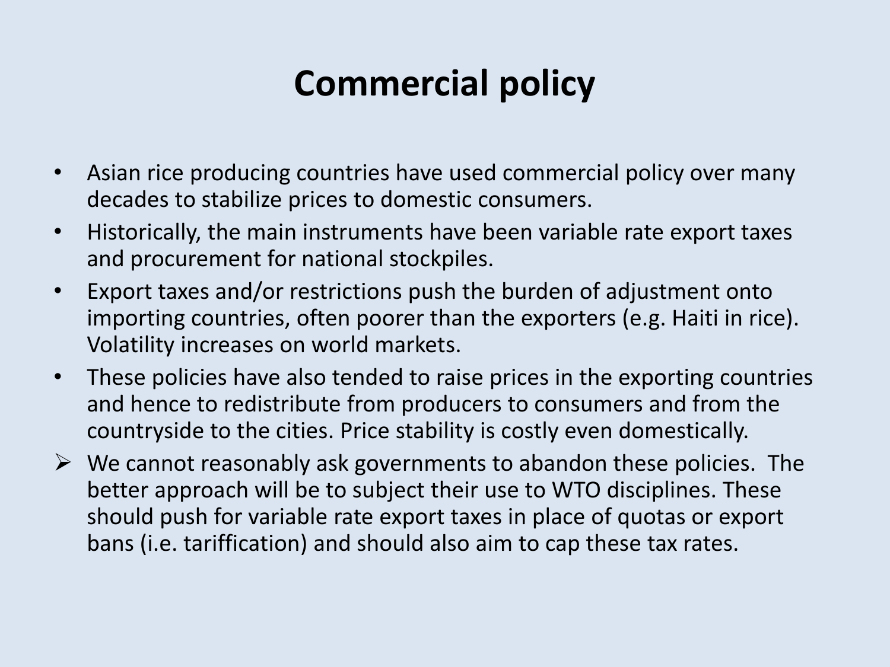# Commercial policy

- Asian rice producing countries have used commercial policy over many decades to stabilize prices to domestic consumers.
- Historically, the main instruments have been variable rate export taxes and procurement for national stockpiles.
- Export taxes and/or restrictions push the burden of adjustment onto importing countries, often poorer than the exporters (e.g. Haiti in rice). Volatility increases on world markets.
- These policies have also tended to raise prices in the exporting countries and hence to redistribute from producers to consumers and from the countryside to the cities. Price stability is costly even domestically.

➢ We cannot reasonably ask governments to abandon these policies. The better approach will be to subject their use to WTO disciplines. These should push for variable rate export taxes in place of quotas or export bans (i.e. tariffication) and should also aim to cap these tax rates.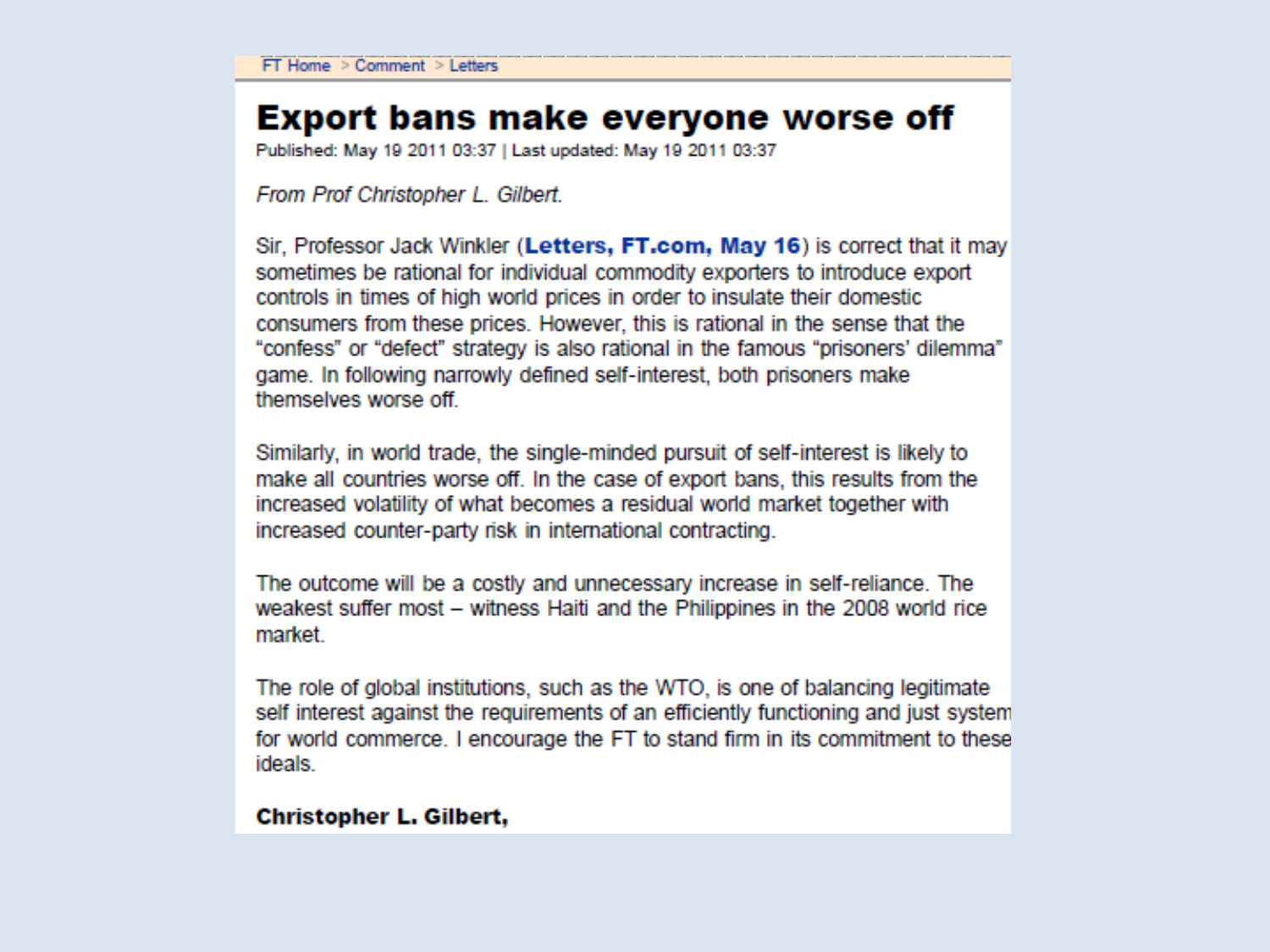FT Home > Comment > Letters

# Export bans make everyone worse off

Published: May 19 2011 03:37 | Last updated: May 19 2011 03:37

*From Prof Christopher L. Gilbert.*

Sir, Professor Jack Winkler (**Letters, FT.com, May 16**) is correct that it may sometimes be rational for individual commodity exporters to introduce export controls in times of high world prices in order to insulate their domestic consumers from these prices. However, this is rational in the sense that the "confess" or "defect" strategy is also rational in the famous "prisoners' dilemma" game. In following narrowly defined self-interest, both prisoners make themselves worse off.

Similarly, in world trade, the single-minded pursuit of self-interest is likely to make all countries worse off. In the case of export bans, this results from the increased volatility of what becomes a residual world market together with increased counter-party risk in international contracting.

The outcome will be a costly and unnecessary increase in self-reliance. The weakest suffer most – witness Haiti and the Philippines in the 2008 world rice market.

The role of global institutions, such as the WTO, is one of balancing legitimate self interest against the requirements of an efficiently functioning and just system for world commerce. I encourage the FT to stand firm in its commitment to these ideals.

**Christopher L. Gilbert,**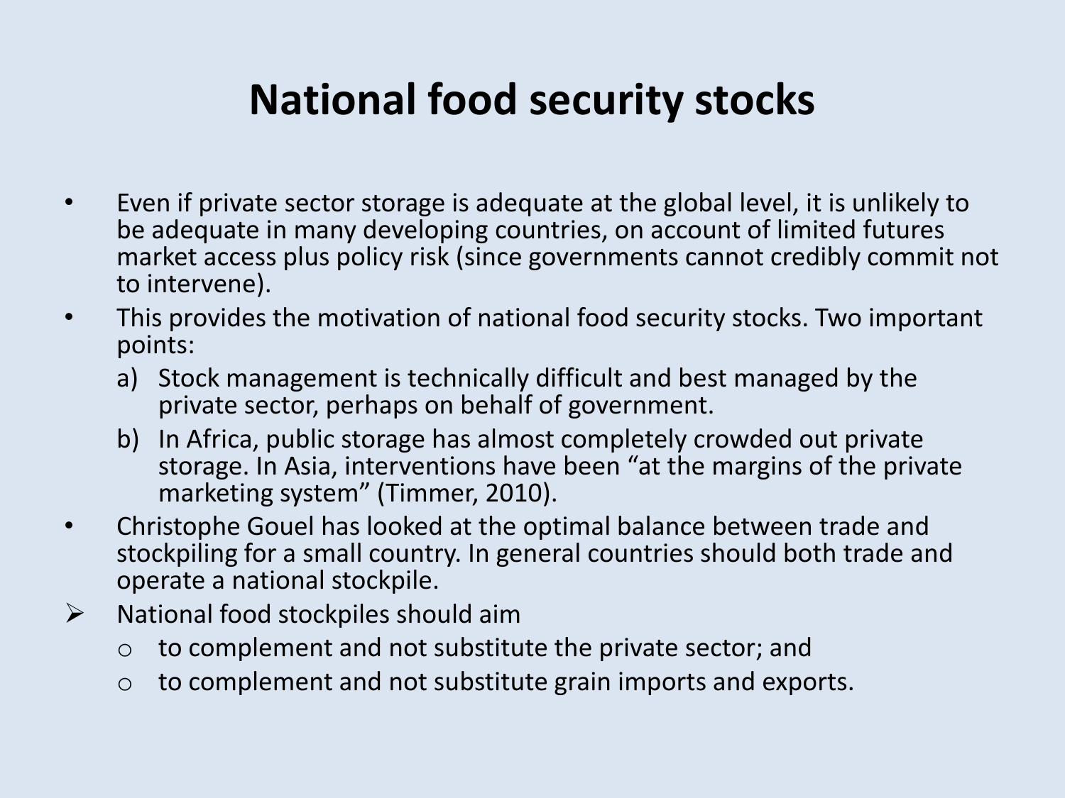# National food security stocks

- Even if private sector storage is adequate at the global level, it is unlikely to be adequate in many developing countries, on account of limited futures market access plus policy risk (since governments cannot credibly commit not to intervene).
- This provides the motivation of national food security stocks. Two important points:
  a) Stock management is technically difficult and best managed by the private sector, perhaps on behalf of government.
  b) In Africa, public storage has almost completely crowded out private storage. In Asia, interventions have been "at the margins of the private marketing system" (Timmer, 2010).
- Christophe Gouel has looked at the optimal balance between trade and stockpiling for a small country. In general countries should both trade and operate a national stockpile.

➢ National food stockpiles should aim
  - to complement and not substitute the private sector; and
  - to complement and not substitute grain imports and exports.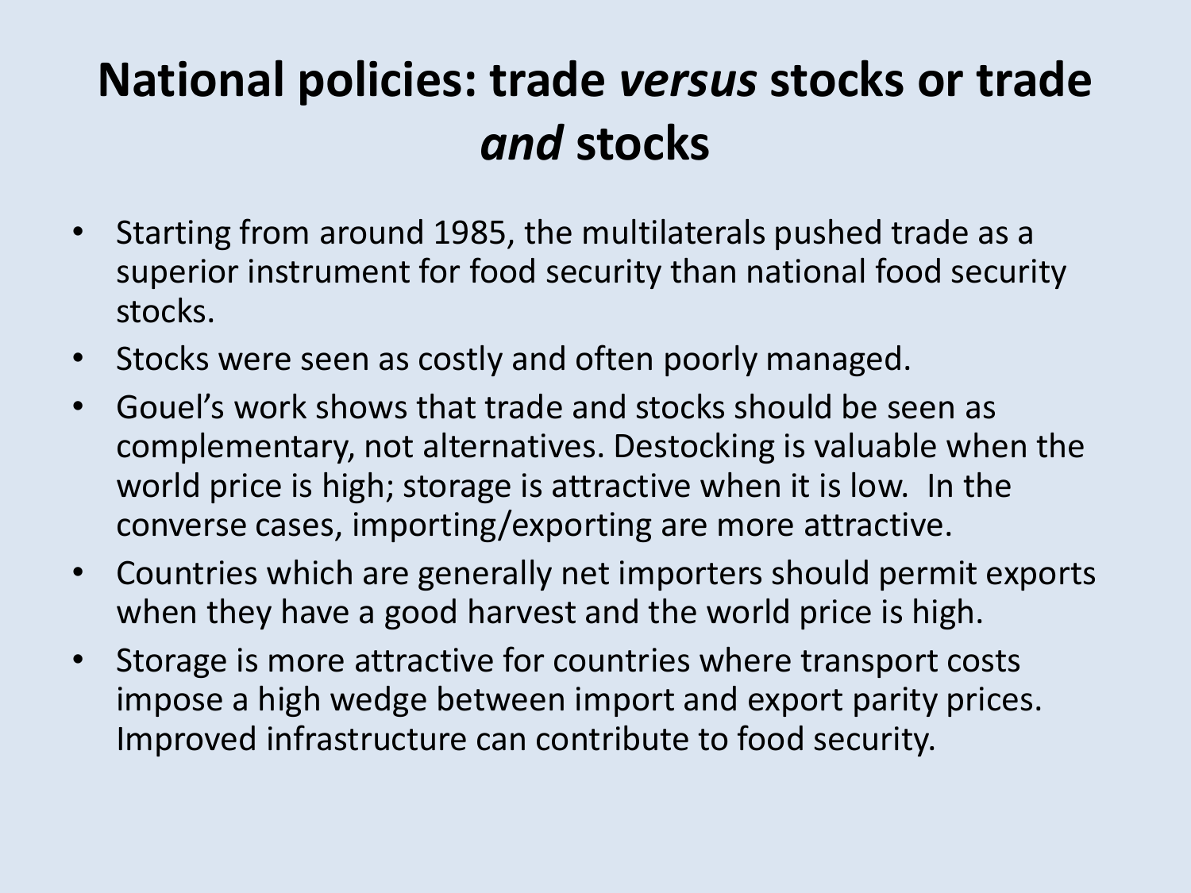# National policies: trade *versus* stocks or trade *and* stocks

- Starting from around 1985, the multilaterals pushed trade as a superior instrument for food security than national food security stocks.
- Stocks were seen as costly and often poorly managed.
- Gouel's work shows that trade and stocks should be seen as complementary, not alternatives. Destocking is valuable when the world price is high; storage is attractive when it is low. In the converse cases, importing/exporting are more attractive.
- Countries which are generally net importers should permit exports when they have a good harvest and the world price is high.
- Storage is more attractive for countries where transport costs impose a high wedge between import and export parity prices. Improved infrastructure can contribute to food security.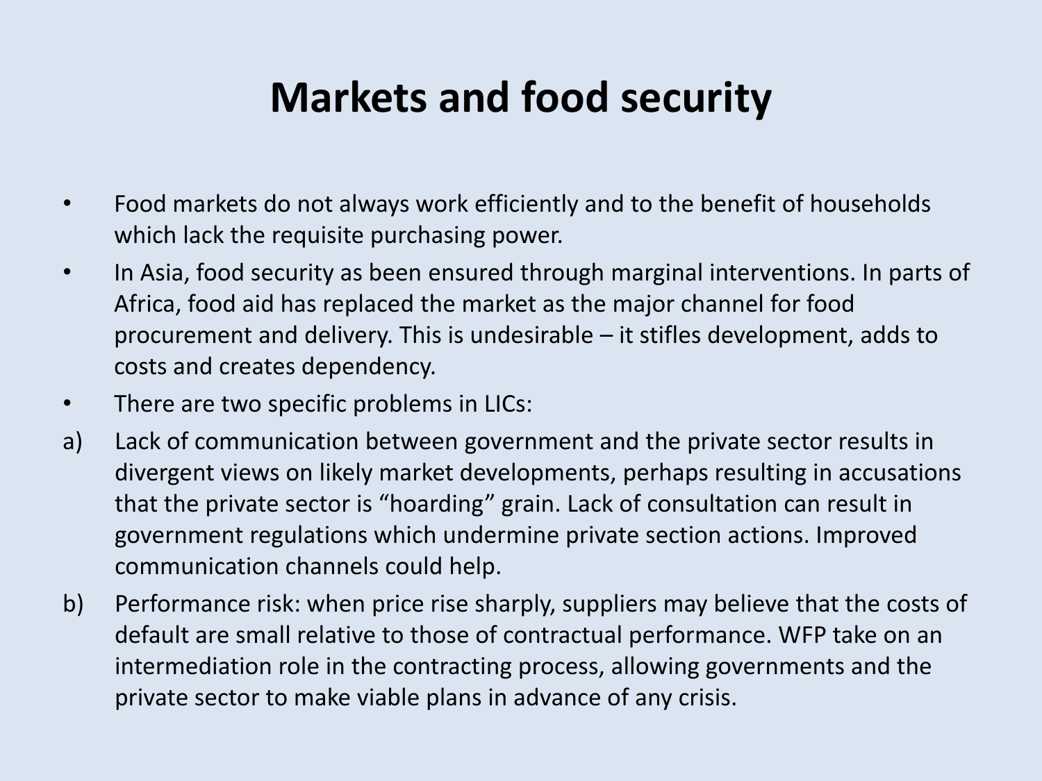# Markets and food security

- Food markets do not always work efficiently and to the benefit of households which lack the requisite purchasing power.
- In Asia, food security as been ensured through marginal interventions. In parts of Africa, food aid has replaced the market as the major channel for food procurement and delivery. This is undesirable – it stifles development, adds to costs and creates dependency.
- There are two specific problems in LICs:

a) Lack of communication between government and the private sector results in divergent views on likely market developments, perhaps resulting in accusations that the private sector is "hoarding" grain. Lack of consultation can result in government regulations which undermine private section actions. Improved communication channels could help.

b) Performance risk: when price rise sharply, suppliers may believe that the costs of default are small relative to those of contractual performance. WFP take on an intermediation role in the contracting process, allowing governments and the private sector to make viable plans in advance of any crisis.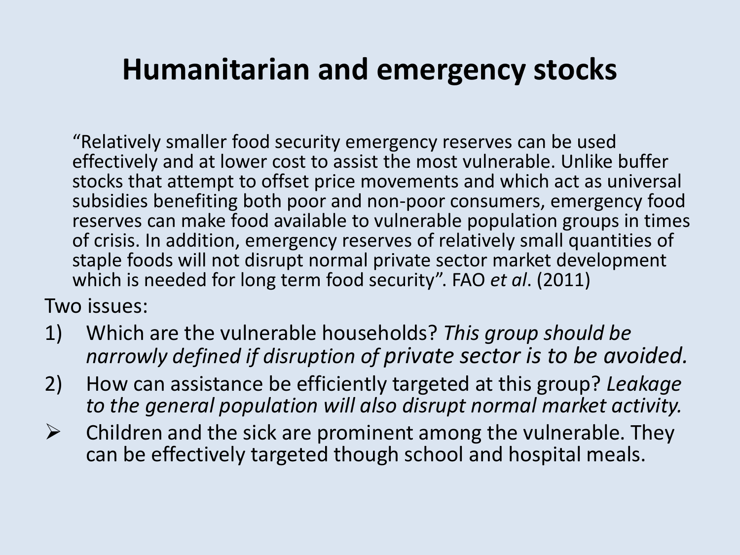# Humanitarian and emergency stocks

> "Relatively smaller food security emergency reserves can be used effectively and at lower cost to assist the most vulnerable. Unlike buffer stocks that attempt to offset price movements and which act as universal subsidies benefiting both poor and non-poor consumers, emergency food reserves can make food available to vulnerable population groups in times of crisis. In addition, emergency reserves of relatively small quantities of staple foods will not disrupt normal private sector market development which is needed for long term food security". FAO *et al*. (2011)

Two issues:

1) Which are the vulnerable households? *This group should be narrowly defined if disruption of private sector is to be avoided.*
2) How can assistance be efficiently targeted at this group? *Leakage to the general population will also disrupt normal market activity.*

- Children and the sick are prominent among the vulnerable. They can be effectively targeted though school and hospital meals.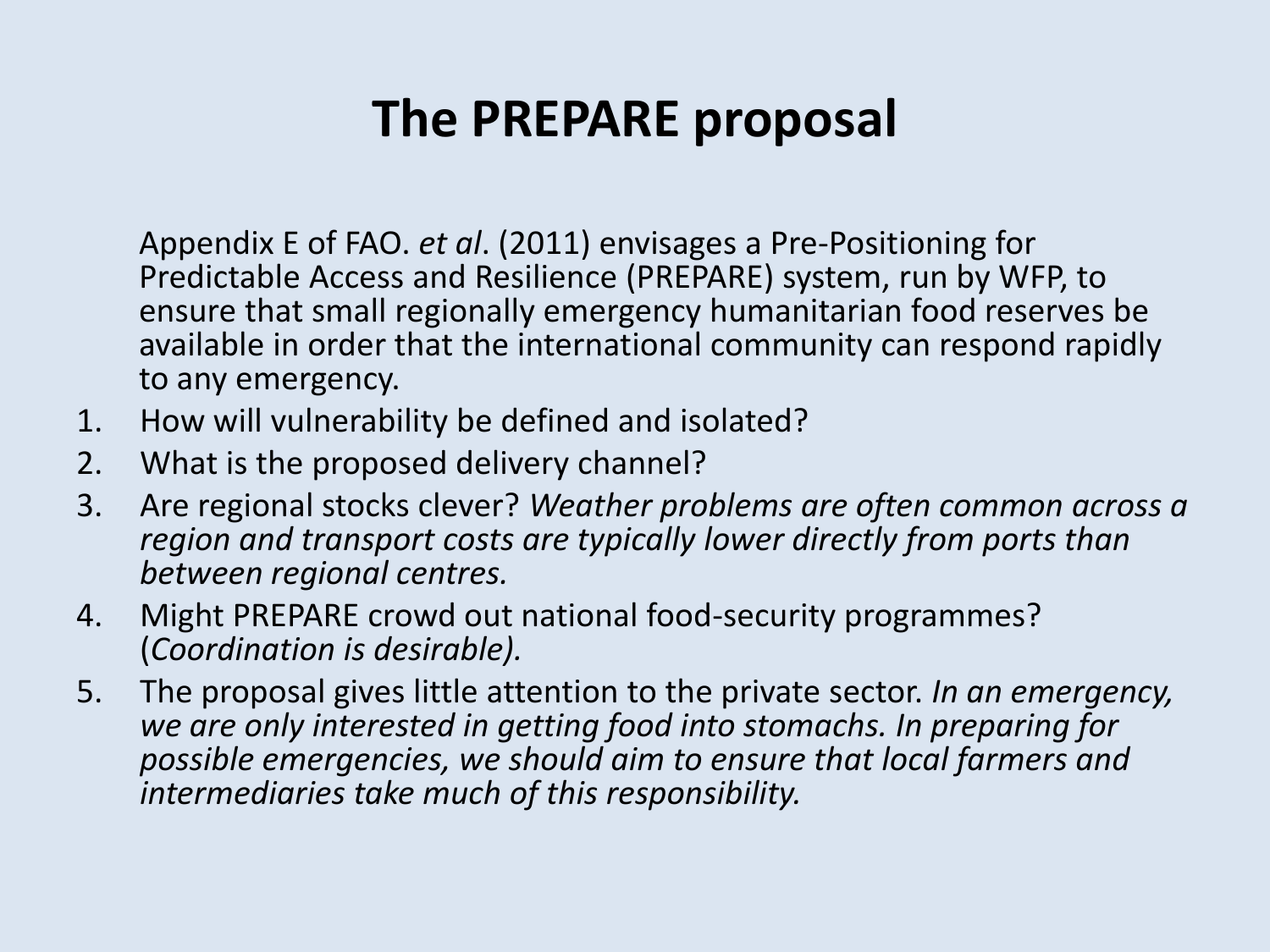# The PREPARE proposal

Appendix E of FAO. *et al*. (2011) envisages a Pre-Positioning for Predictable Access and Resilience (PREPARE) system, run by WFP, to ensure that small regionally emergency humanitarian food reserves be available in order that the international community can respond rapidly to any emergency.

1. How will vulnerability be defined and isolated?
2. What is the proposed delivery channel?
3. Are regional stocks clever? *Weather problems are often common across a region and transport costs are typically lower directly from ports than between regional centres.*
4. Might PREPARE crowd out national food-security programmes? (*Coordination is desirable).*
5. The proposal gives little attention to the private sector. *In an emergency, we are only interested in getting food into stomachs. In preparing for possible emergencies, we should aim to ensure that local farmers and intermediaries take much of this responsibility.*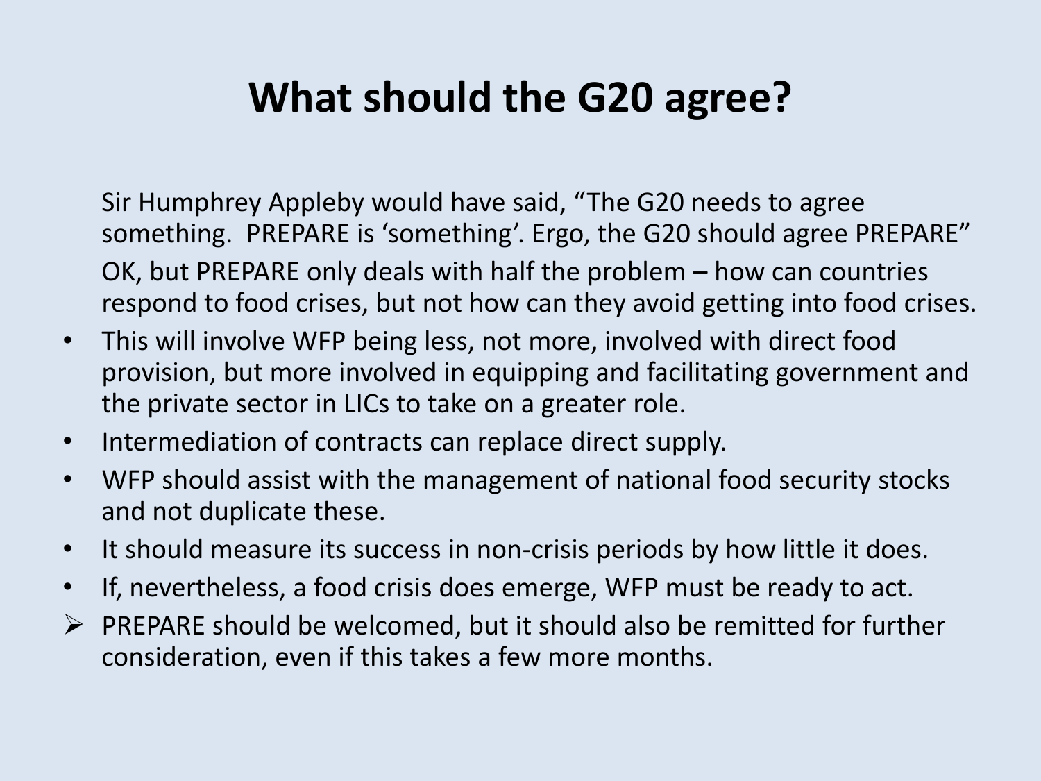# What should the G20 agree?

Sir Humphrey Appleby would have said, “The G20 needs to agree something. PREPARE is ‘something’. Ergo, the G20 should agree PREPARE”

OK, but PREPARE only deals with half the problem – how can countries respond to food crises, but not how can they avoid getting into food crises.

- This will involve WFP being less, not more, involved with direct food provision, but more involved in equipping and facilitating government and the private sector in LICs to take on a greater role.
- Intermediation of contracts can replace direct supply.
- WFP should assist with the management of national food security stocks and not duplicate these.
- It should measure its success in non-crisis periods by how little it does.
- If, nevertheless, a food crisis does emerge, WFP must be ready to act.

➢ PREPARE should be welcomed, but it should also be remitted for further consideration, even if this takes a few more months.